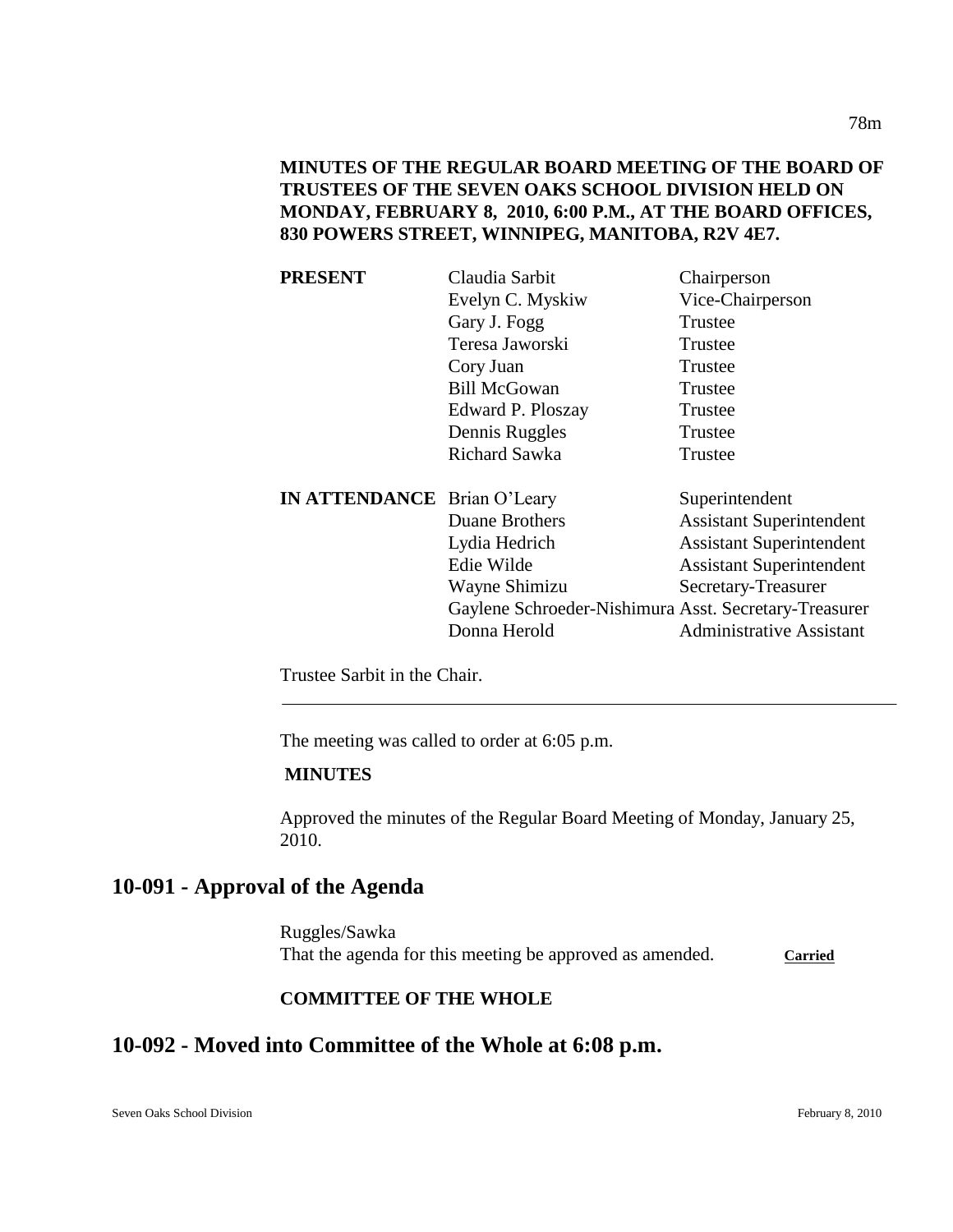**MINUTES OF THE REGULAR BOARD MEETING OF THE BOARD OF TRUSTEES OF THE SEVEN OAKS SCHOOL DIVISION HELD ON MONDAY, FEBRUARY 8, 2010, 6:00 P.M., AT THE BOARD OFFICES, 830 POWERS STREET, WINNIPEG, MANITOBA, R2V 4E7.**

| | | |
|---|---|---|
| **PRESENT** | Claudia Sarbit | Chairperson |
| | Evelyn C. Myskiw | Vice-Chairperson |
| | Gary J. Fogg | Trustee |
| | Teresa Jaworski | Trustee |
| | Cory Juan | Trustee |
| | Bill McGowan | Trustee |
| | Edward P. Ploszay | Trustee |
| | Dennis Ruggles | Trustee |
| | Richard Sawka | Trustee |
| **IN ATTENDANCE** | Brian O'Leary | Superintendent |
| | Duane Brothers | Assistant Superintendent |
| | Lydia Hedrich | Assistant Superintendent |
| | Edie Wilde | Assistant Superintendent |
| | Wayne Shimizu | Secretary-Treasurer |
| | Gaylene Schroeder-Nishimura | Asst. Secretary-Treasurer |
| | Donna Herold | Administrative Assistant |

Trustee Sarbit in the Chair.

---

The meeting was called to order at 6:05 p.m.

**MINUTES**

Approved the minutes of the Regular Board Meeting of Monday, January 25, 2010.

## 10-091 - Approval of the Agenda

Ruggles/Sawka
That the agenda for this meeting be approved as amended. **Carried**

**COMMITTEE OF THE WHOLE**

## 10-092 - Moved into Committee of the Whole at 6:08 p.m.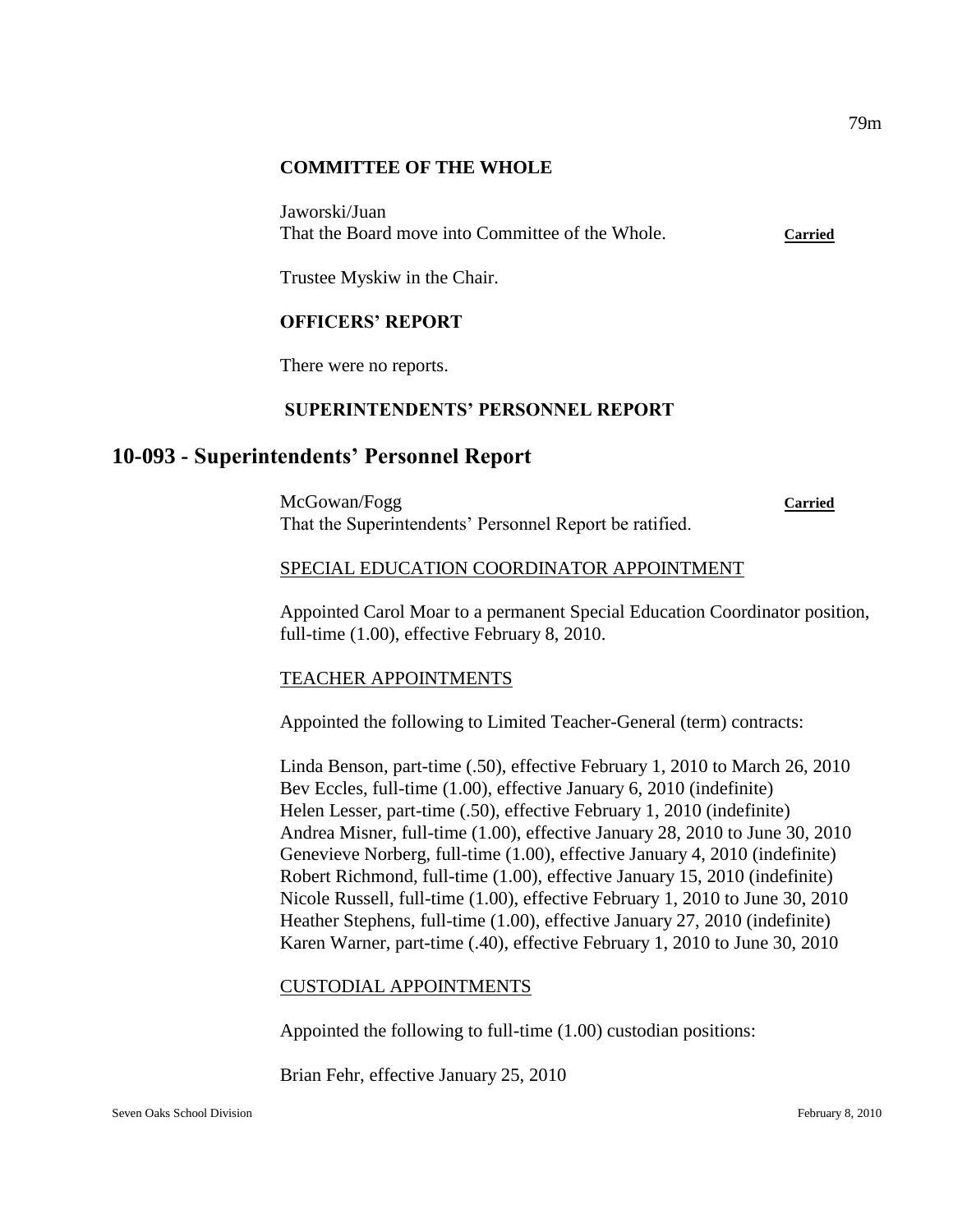**COMMITTEE OF THE WHOLE**

Jaworski/Juan
That the Board move into Committee of the Whole. **Carried**

Trustee Myskiw in the Chair.

**OFFICERS' REPORT**

There were no reports.

**SUPERINTENDENTS' PERSONNEL REPORT**

## 10-093 - Superintendents' Personnel Report

McGowan/Fogg **Carried**
That the Superintendents' Personnel Report be ratified.

SPECIAL EDUCATION COORDINATOR APPOINTMENT

Appointed Carol Moar to a permanent Special Education Coordinator position, full-time (1.00), effective February 8, 2010.

TEACHER APPOINTMENTS

Appointed the following to Limited Teacher-General (term) contracts:

Linda Benson, part-time (.50), effective February 1, 2010 to March 26, 2010
Bev Eccles, full-time (1.00), effective January 6, 2010 (indefinite)
Helen Lesser, part-time (.50), effective February 1, 2010 (indefinite)
Andrea Misner, full-time (1.00), effective January 28, 2010 to June 30, 2010
Genevieve Norberg, full-time (1.00), effective January 4, 2010 (indefinite)
Robert Richmond, full-time (1.00), effective January 15, 2010 (indefinite)
Nicole Russell, full-time (1.00), effective February 1, 2010 to June 30, 2010
Heather Stephens, full-time (1.00), effective January 27, 2010 (indefinite)
Karen Warner, part-time (.40), effective February 1, 2010 to June 30, 2010

CUSTODIAL APPOINTMENTS

Appointed the following to full-time (1.00) custodian positions:

Brian Fehr, effective January 25, 2010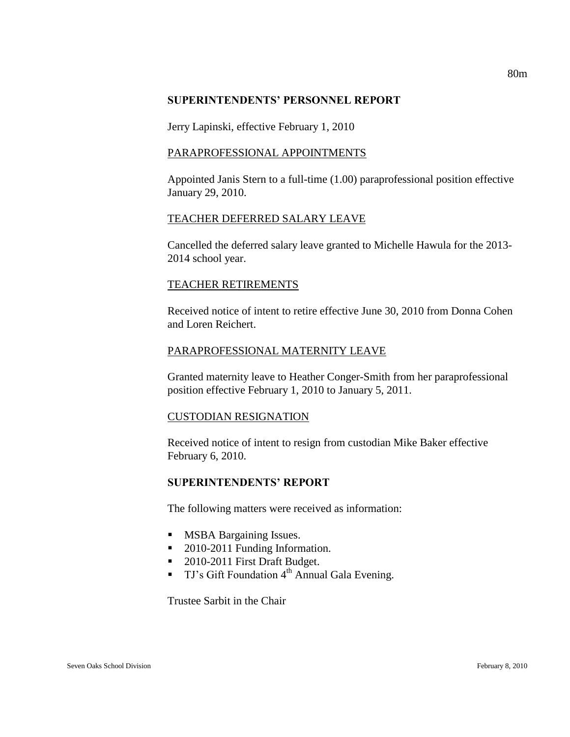**SUPERINTENDENTS' PERSONNEL REPORT**

Jerry Lapinski, effective February 1, 2010

PARAPROFESSIONAL APPOINTMENTS

Appointed Janis Stern to a full-time (1.00) paraprofessional position effective January 29, 2010.

TEACHER DEFERRED SALARY LEAVE

Cancelled the deferred salary leave granted to Michelle Hawula for the 2013-2014 school year.

TEACHER RETIREMENTS

Received notice of intent to retire effective June 30, 2010 from Donna Cohen and Loren Reichert.

PARAPROFESSIONAL MATERNITY LEAVE

Granted maternity leave to Heather Conger-Smith from her paraprofessional position effective February 1, 2010 to January 5, 2011.

CUSTODIAN RESIGNATION

Received notice of intent to resign from custodian Mike Baker effective February 6, 2010.

**SUPERINTENDENTS' REPORT**

The following matters were received as information:

- MSBA Bargaining Issues.
- 2010-2011 Funding Information.
- 2010-2011 First Draft Budget.
- TJ's Gift Foundation 4th Annual Gala Evening.

Trustee Sarbit in the Chair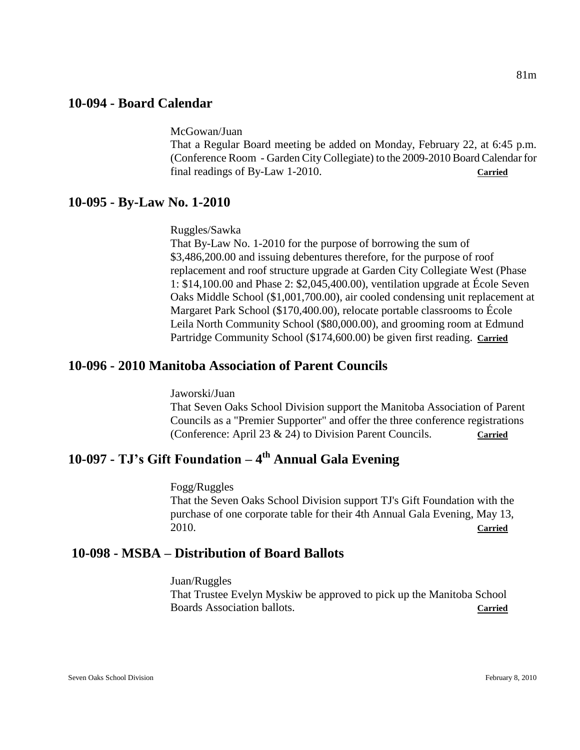## 10-094 - Board Calendar

McGowan/Juan

That a Regular Board meeting be added on Monday, February 22, at 6:45 p.m. (Conference Room - Garden City Collegiate) to the 2009-2010 Board Calendar for final readings of By-Law 1-2010. **Carried**

## 10-095 - By-Law No. 1-2010

Ruggles/Sawka

That By-Law No. 1-2010 for the purpose of borrowing the sum of \$3,486,200.00 and issuing debentures therefore, for the purpose of roof replacement and roof structure upgrade at Garden City Collegiate West (Phase 1: \$14,100.00 and Phase 2: \$2,045,400.00), ventilation upgrade at École Seven Oaks Middle School (\$1,001,700.00), air cooled condensing unit replacement at Margaret Park School (\$170,400.00), relocate portable classrooms to École Leila North Community School (\$80,000.00), and grooming room at Edmund Partridge Community School (\$174,600.00) be given first reading. **Carried**

## 10-096 - 2010 Manitoba Association of Parent Councils

Jaworski/Juan

That Seven Oaks School Division support the Manitoba Association of Parent Councils as a "Premier Supporter" and offer the three conference registrations (Conference: April 23 & 24) to Division Parent Councils. **Carried**

## 10-097 - TJ's Gift Foundation – 4th Annual Gala Evening

Fogg/Ruggles

That the Seven Oaks School Division support TJ's Gift Foundation with the purchase of one corporate table for their 4th Annual Gala Evening, May 13, 2010. **Carried**

## 10-098 - MSBA – Distribution of Board Ballots

Juan/Ruggles

That Trustee Evelyn Myskiw be approved to pick up the Manitoba School Boards Association ballots. **Carried**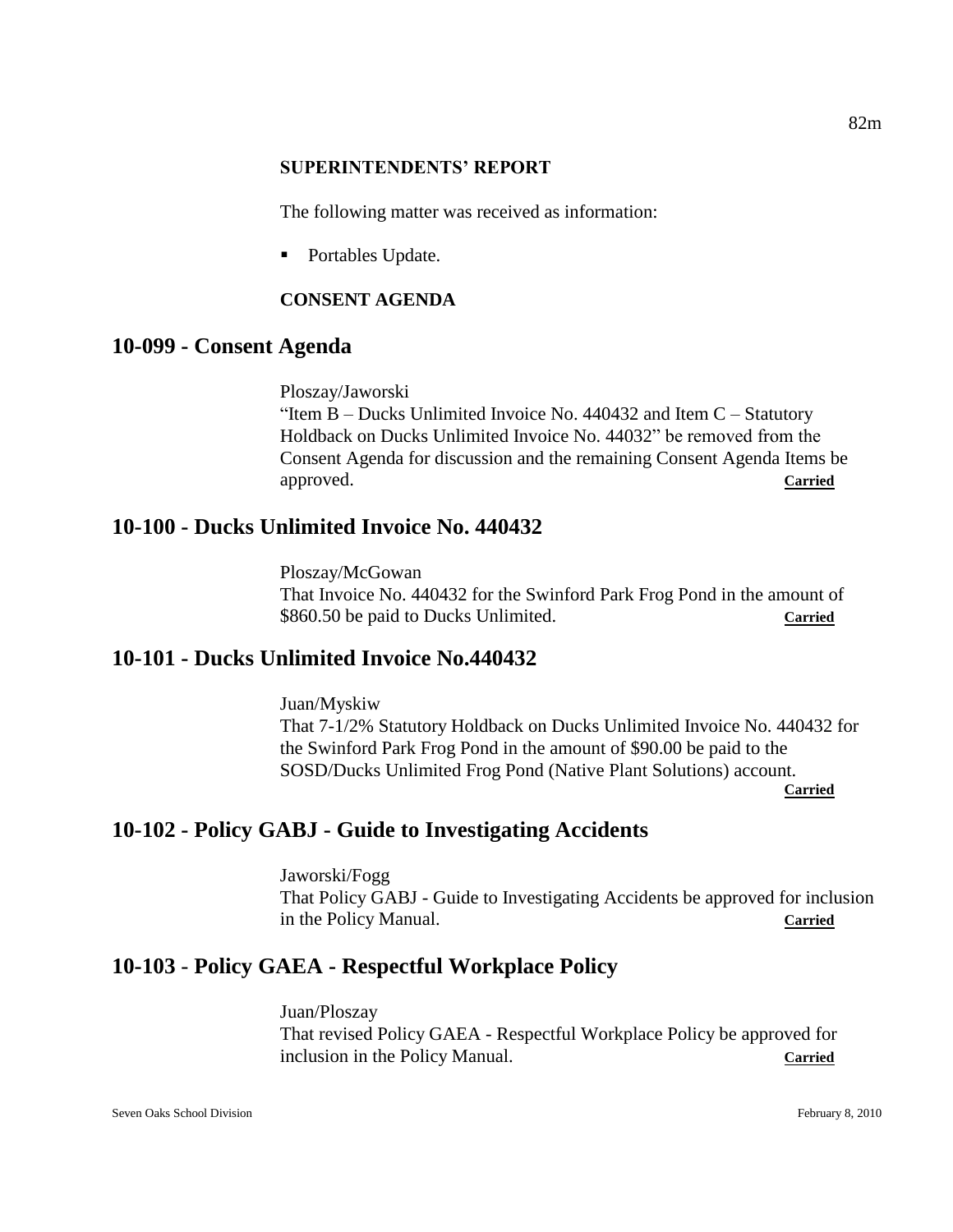**SUPERINTENDENTS' REPORT**

The following matter was received as information:

- Portables Update.

**CONSENT AGENDA**

## 10-099 - Consent Agenda

Ploszay/Jaworski
"Item B – Ducks Unlimited Invoice No. 440432 and Item C – Statutory Holdback on Ducks Unlimited Invoice No. 44032" be removed from the Consent Agenda for discussion and the remaining Consent Agenda Items be approved. **Carried**

## 10-100 - Ducks Unlimited Invoice No. 440432

Ploszay/McGowan
That Invoice No. 440432 for the Swinford Park Frog Pond in the amount of $860.50 be paid to Ducks Unlimited. **Carried**

## 10-101 - Ducks Unlimited Invoice No.440432

Juan/Myskiw
That 7-1/2% Statutory Holdback on Ducks Unlimited Invoice No. 440432 for the Swinford Park Frog Pond in the amount of $90.00 be paid to the SOSD/Ducks Unlimited Frog Pond (Native Plant Solutions) account. **Carried**

## 10-102 - Policy GABJ - Guide to Investigating Accidents

Jaworski/Fogg
That Policy GABJ - Guide to Investigating Accidents be approved for inclusion in the Policy Manual. **Carried**

## 10-103 - Policy GAEA - Respectful Workplace Policy

Juan/Ploszay
That revised Policy GAEA - Respectful Workplace Policy be approved for inclusion in the Policy Manual. **Carried**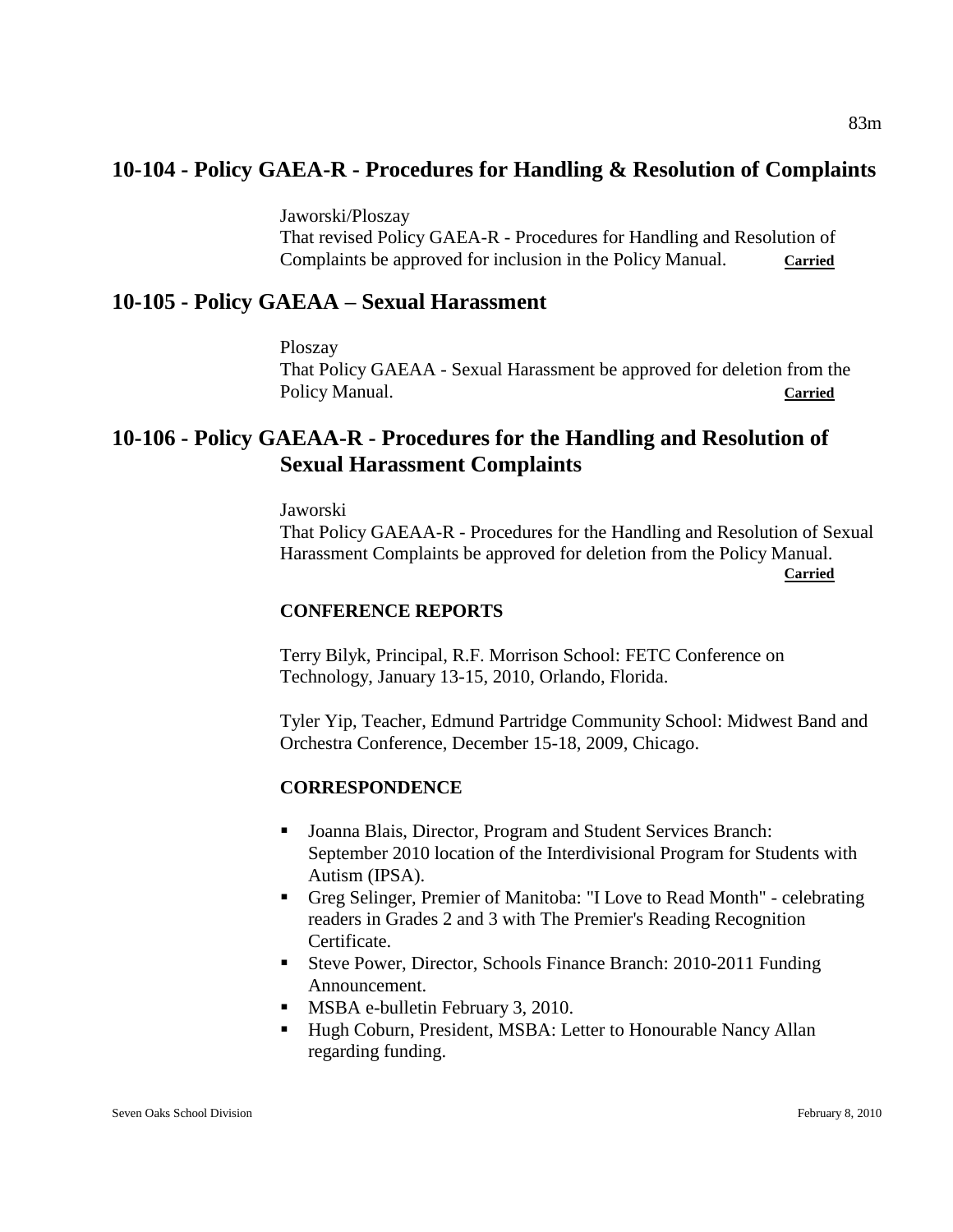## 10-104 - Policy GAEA-R - Procedures for Handling & Resolution of Complaints

Jaworski/Ploszay
That revised Policy GAEA-R - Procedures for Handling and Resolution of Complaints be approved for inclusion in the Policy Manual. **Carried**

## 10-105 - Policy GAEAA – Sexual Harassment

Ploszay
That Policy GAEAA - Sexual Harassment be approved for deletion from the Policy Manual. **Carried**

## 10-106 - Policy GAEAA-R - Procedures for the Handling and Resolution of Sexual Harassment Complaints

Jaworski
That Policy GAEAA-R - Procedures for the Handling and Resolution of Sexual Harassment Complaints be approved for deletion from the Policy Manual. **Carried**

**CONFERENCE REPORTS**

Terry Bilyk, Principal, R.F. Morrison School: FETC Conference on Technology, January 13-15, 2010, Orlando, Florida.

Tyler Yip, Teacher, Edmund Partridge Community School: Midwest Band and Orchestra Conference, December 15-18, 2009, Chicago.

**CORRESPONDENCE**

- Joanna Blais, Director, Program and Student Services Branch: September 2010 location of the Interdivisional Program for Students with Autism (IPSA).
- Greg Selinger, Premier of Manitoba: "I Love to Read Month" - celebrating readers in Grades 2 and 3 with The Premier's Reading Recognition Certificate.
- Steve Power, Director, Schools Finance Branch: 2010-2011 Funding Announcement.
- MSBA e-bulletin February 3, 2010.
- Hugh Coburn, President, MSBA: Letter to Honourable Nancy Allan regarding funding.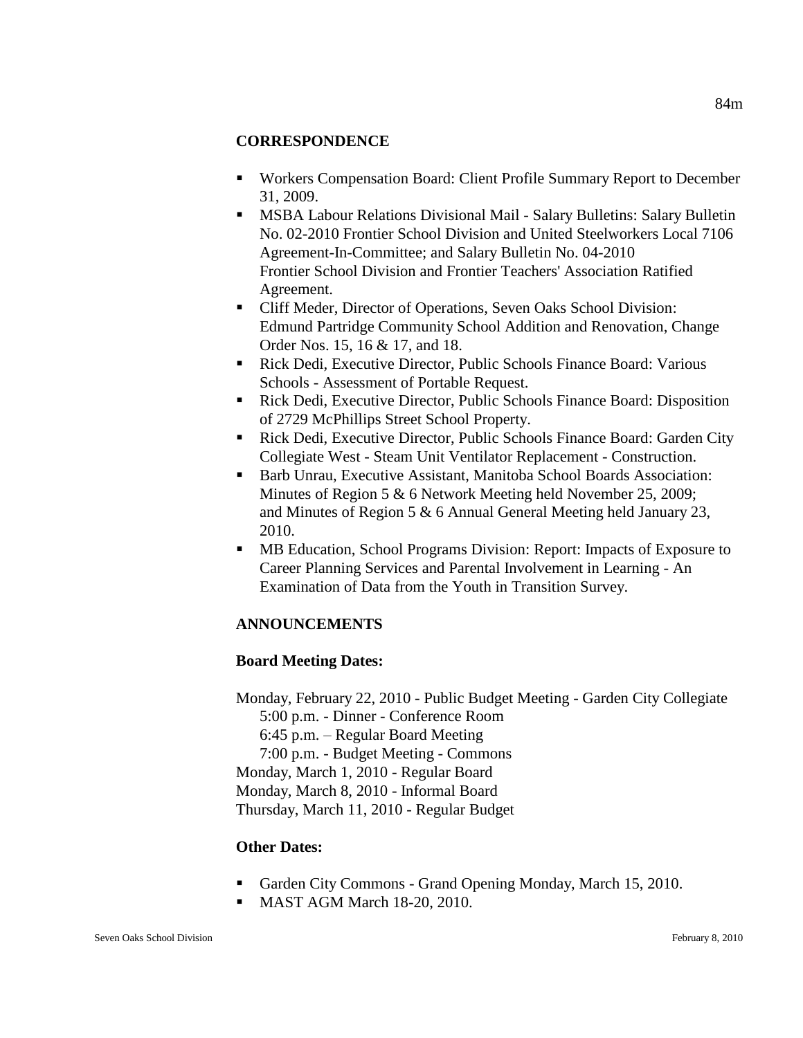## CORRESPONDENCE

- Workers Compensation Board: Client Profile Summary Report to December 31, 2009.
- MSBA Labour Relations Divisional Mail - Salary Bulletins: Salary Bulletin No. 02-2010 Frontier School Division and United Steelworkers Local 7106 Agreement-In-Committee; and Salary Bulletin No. 04-2010 Frontier School Division and Frontier Teachers' Association Ratified Agreement.
- Cliff Meder, Director of Operations, Seven Oaks School Division: Edmund Partridge Community School Addition and Renovation, Change Order Nos. 15, 16 & 17, and 18.
- Rick Dedi, Executive Director, Public Schools Finance Board: Various Schools - Assessment of Portable Request.
- Rick Dedi, Executive Director, Public Schools Finance Board: Disposition of 2729 McPhillips Street School Property.
- Rick Dedi, Executive Director, Public Schools Finance Board: Garden City Collegiate West - Steam Unit Ventilator Replacement - Construction.
- Barb Unrau, Executive Assistant, Manitoba School Boards Association: Minutes of Region 5 & 6 Network Meeting held November 25, 2009; and Minutes of Region 5 & 6 Annual General Meeting held January 23, 2010.
- MB Education, School Programs Division: Report: Impacts of Exposure to Career Planning Services and Parental Involvement in Learning - An Examination of Data from the Youth in Transition Survey.

## ANNOUNCEMENTS

### Board Meeting Dates:

Monday, February 22, 2010 - Public Budget Meeting - Garden City Collegiate
 5:00 p.m. - Dinner - Conference Room
 6:45 p.m. – Regular Board Meeting
 7:00 p.m. - Budget Meeting - Commons
Monday, March 1, 2010 - Regular Board
Monday, March 8, 2010 - Informal Board
Thursday, March 11, 2010 - Regular Budget

### Other Dates:

- Garden City Commons - Grand Opening Monday, March 15, 2010.
- MAST AGM March 18-20, 2010.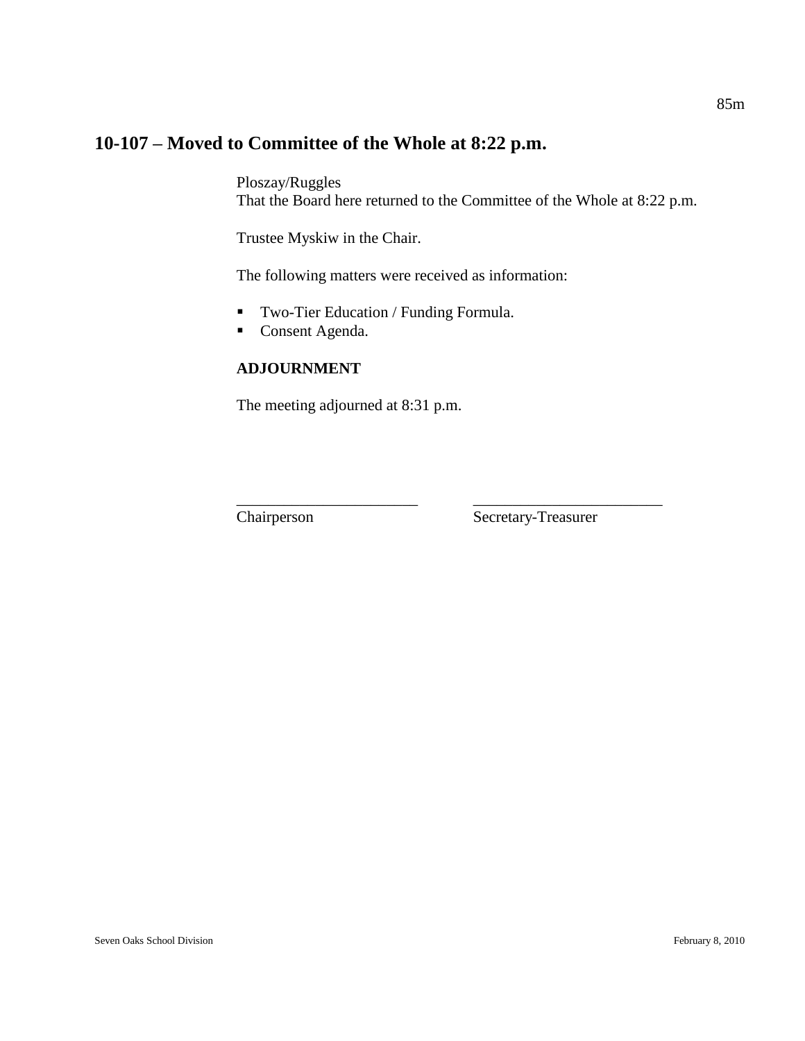## 10-107 – Moved to Committee of the Whole at 8:22 p.m.

Ploszay/Ruggles
That the Board here returned to the Committee of the Whole at 8:22 p.m.

Trustee Myskiw in the Chair.

The following matters were received as information:

- Two-Tier Education / Funding Formula.
- Consent Agenda.

**ADJOURNMENT**

The meeting adjourned at 8:31 p.m.

_______________________ _______________________
Chairperson Secretary-Treasurer